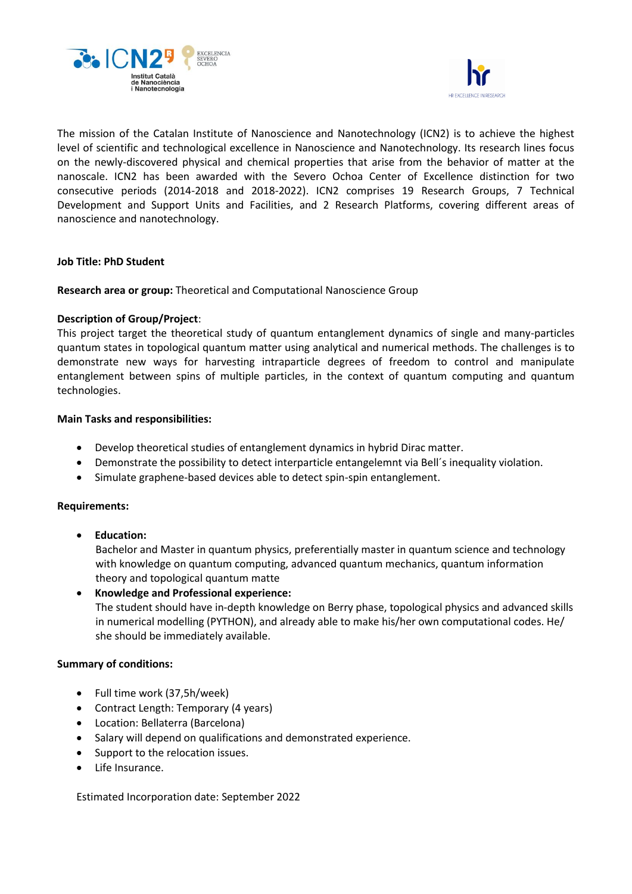The mission of the Catalan Institute of Nanoscience and Nanotechnology (ICN2) is to achieve the highest level of scientific and technological excellence in Nanoscience and Nanotechnology. Its research lines focus on the newly-discovered physical and chemical properties that arise from the behavior of matter at the nanoscale. ICN2 has been awarded with the Severo Ochoa Center of Excellence distinction for two consecutive periods (2014-2018 and 2018-2022). ICN2 comprises 19 Research Groups, 7 Technical Development and Support Units and Facilities, and 2 Research Platforms, covering different areas of nanoscience and nanotechnology.

**Job Title: PhD Student**

**Research area or group:** Theoretical and Computational Nanoscience Group

**Description of Group/Project**:
This project target the theoretical study of quantum entanglement dynamics of single and many-particles quantum states in topological quantum matter using analytical and numerical methods. The challenges is to demonstrate new ways for harvesting intraparticle degrees of freedom to control and manipulate entanglement between spins of multiple particles, in the context of quantum computing and quantum technologies.

**Main Tasks and responsibilities:**

- Develop theoretical studies of entanglement dynamics in hybrid Dirac matter.
- Demonstrate the possibility to detect interparticle entangelemnt via Bell´s inequality violation.
- Simulate graphene-based devices able to detect spin-spin entanglement.

**Requirements:**

- **Education:**
  Bachelor and Master in quantum physics, preferentially master in quantum science and technology with knowledge on quantum computing, advanced quantum mechanics, quantum information theory and topological quantum matte
- **Knowledge and Professional experience:**
  The student should have in-depth knowledge on Berry phase, topological physics and advanced skills in numerical modelling (PYTHON), and already able to make his/her own computational codes. He/ she should be immediately available.

**Summary of conditions:**

- Full time work (37,5h/week)
- Contract Length: Temporary (4 years)
- Location: Bellaterra (Barcelona)
- Salary will depend on qualifications and demonstrated experience.
- Support to the relocation issues.
- Life Insurance.

Estimated Incorporation date: September 2022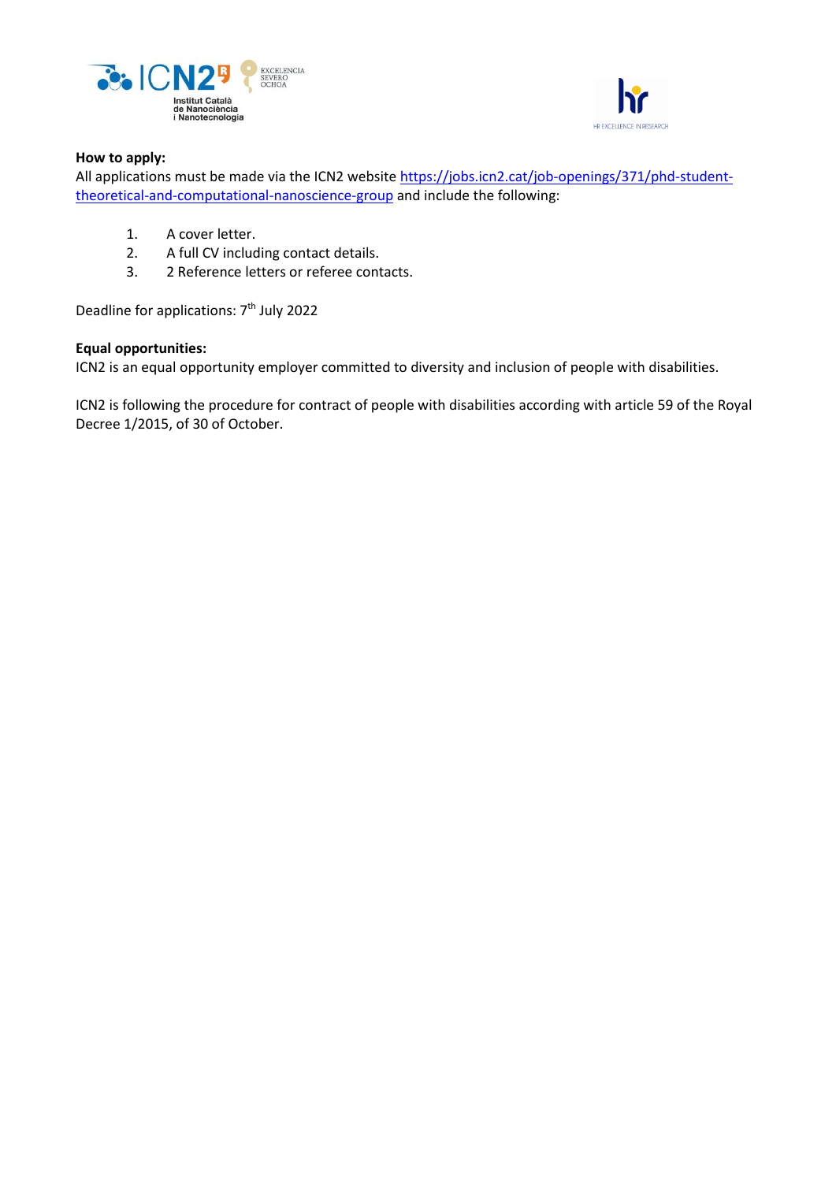**How to apply:**
All applications must be made via the ICN2 website https://jobs.icn2.cat/job-openings/371/phd-student-theoretical-and-computational-nanoscience-group and include the following:

1. A cover letter.
2. A full CV including contact details.
3. 2 Reference letters or referee contacts.

Deadline for applications: 7th July 2022

**Equal opportunities:**
ICN2 is an equal opportunity employer committed to diversity and inclusion of people with disabilities.

ICN2 is following the procedure for contract of people with disabilities according with article 59 of the Royal Decree 1/2015, of 30 of October.